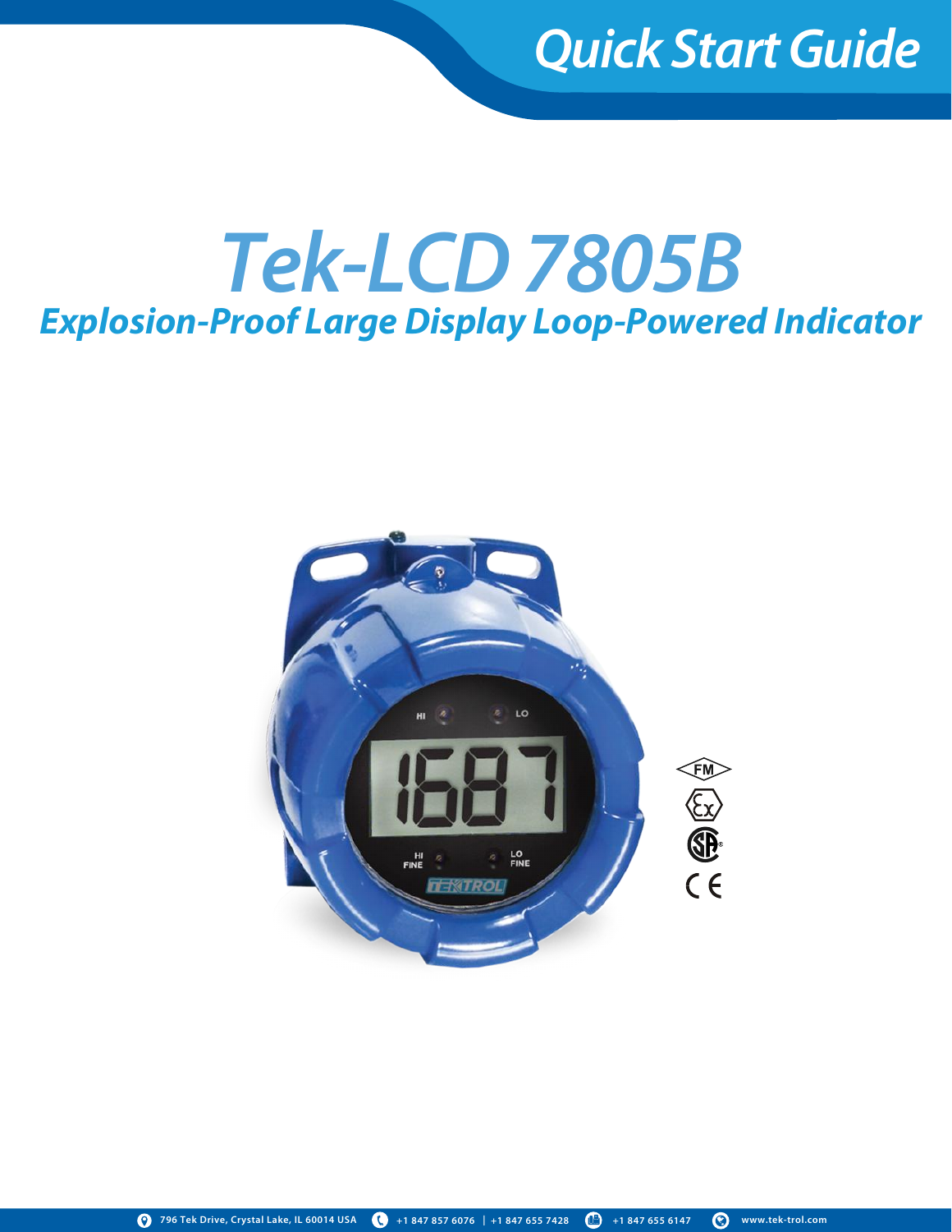Quick Start Guide

# Tek-LCD 7805B

## Explosion-Proof Large Display Loop-Powered Indicator

796 Tek Drive, Crystal Lake, IL 60014 USA | +1 847 857 6076 | +1 847 655 7428 | +1 847 655 6147 | www.tek-trol.com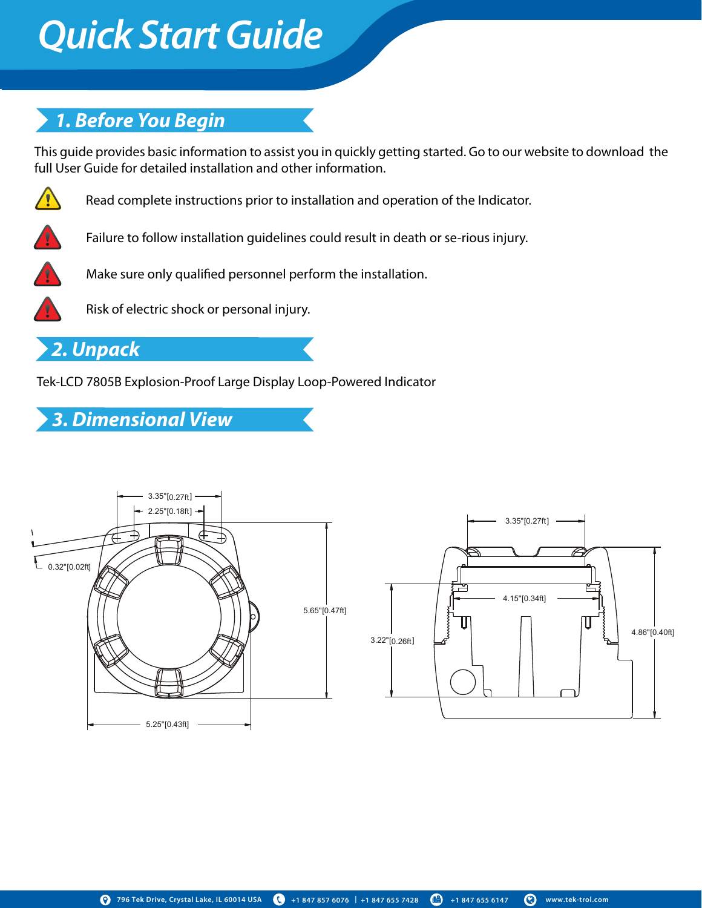# Quick Start Guide

## 1. Before You Begin

This guide provides basic information to assist you in quickly getting started. Go to our website to download the full User Guide for detailed installation and other information.

Read complete instructions prior to installation and operation of the Indicator.

Failure to follow installation guidelines could result in death or se-rious injury.

Make sure only qualified personnel perform the installation.

Risk of electric shock or personal injury.

## 2. Unpack

Tek-LCD 7805B Explosion-Proof Large Display Loop-Powered Indicator

## 3. Dimensional View

3.35"[0.27ft]
2.25"[0.18ft]
0.32"[0.02ft]
5.65"[0.47ft]
5.25"[0.43ft]

3.35"[0.27ft]
4.15"[0.34ft]
3.22"[0.26ft]
4.86"[0.40ft]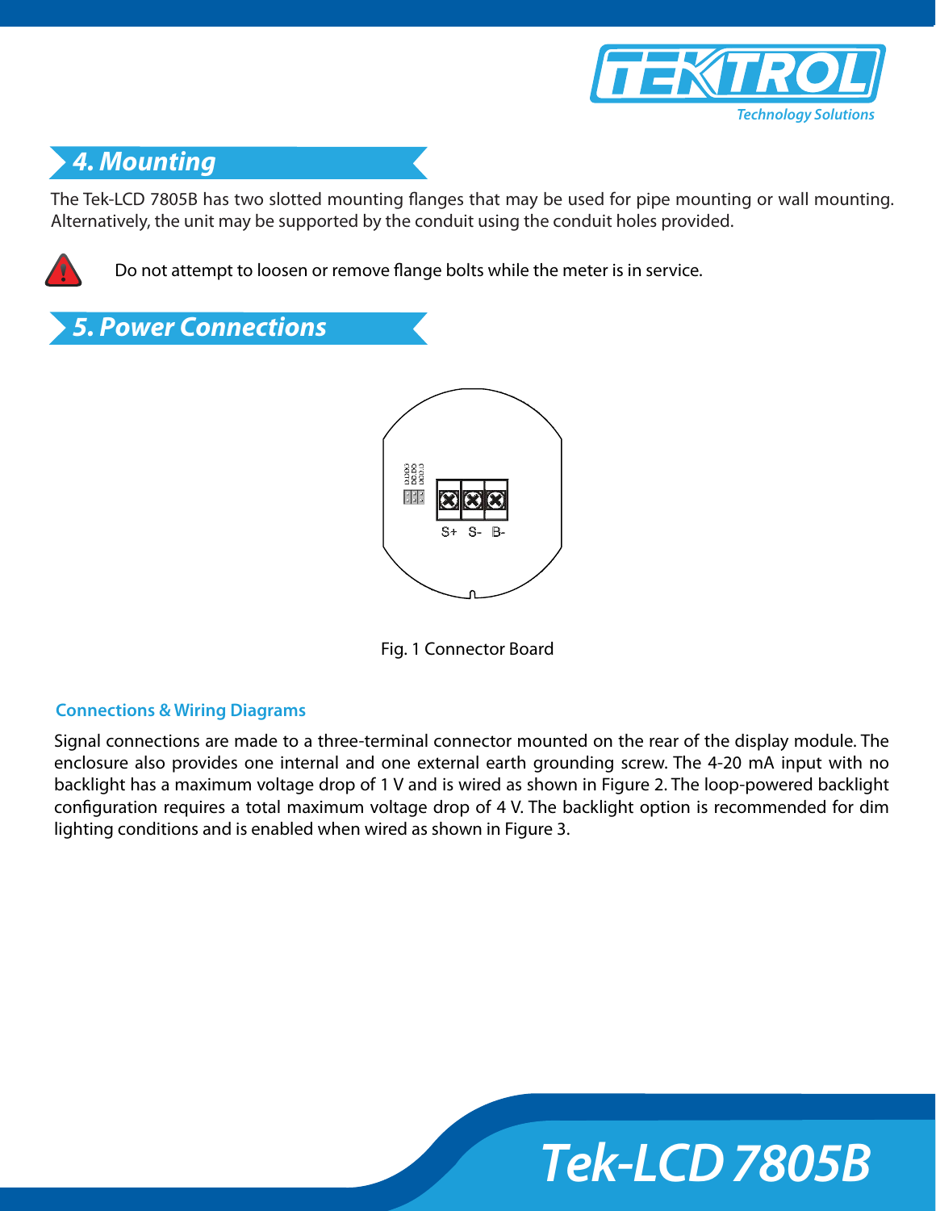## 4. Mounting

The Tek-LCD 7805B has two slotted mounting flanges that may be used for pipe mounting or wall mounting. Alternatively, the unit may be supported by the conduit using the conduit holes provided.

Do not attempt to loosen or remove flange bolts while the meter is in service.

## 5. Power Connections

Fig. 1 Connector Board

### Connections & Wiring Diagrams

Signal connections are made to a three-terminal connector mounted on the rear of the display module. The enclosure also provides one internal and one external earth grounding screw. The 4-20 mA input with no backlight has a maximum voltage drop of 1 V and is wired as shown in Figure 2. The loop-powered backlight configuration requires a total maximum voltage drop of 4 V. The backlight option is recommended for dim lighting conditions and is enabled when wired as shown in Figure 3.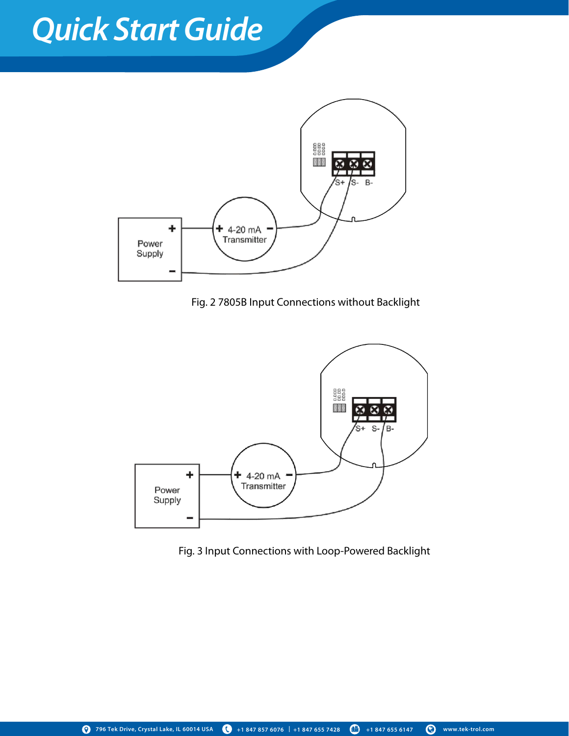Fig. 2 7805B Input Connections without Backlight

Fig. 3 Input Connections with Loop-Powered Backlight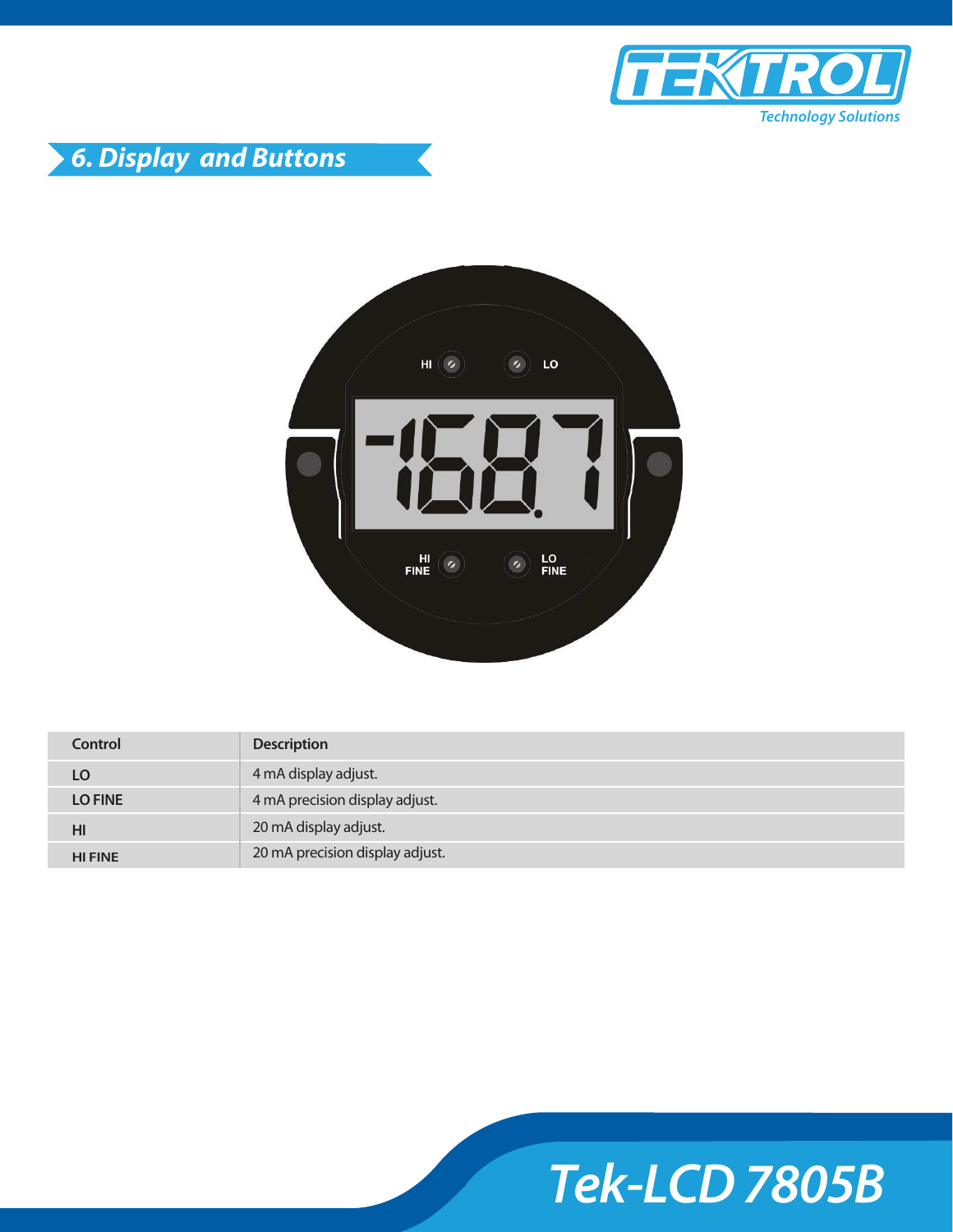## 6. Display and Buttons

| Control | Description |
| --- | --- |
| LO | 4 mA display adjust. |
| LO FINE | 4 mA precision display adjust. |
| HI | 20 mA display adjust. |
| HI FINE | 20 mA precision display adjust. |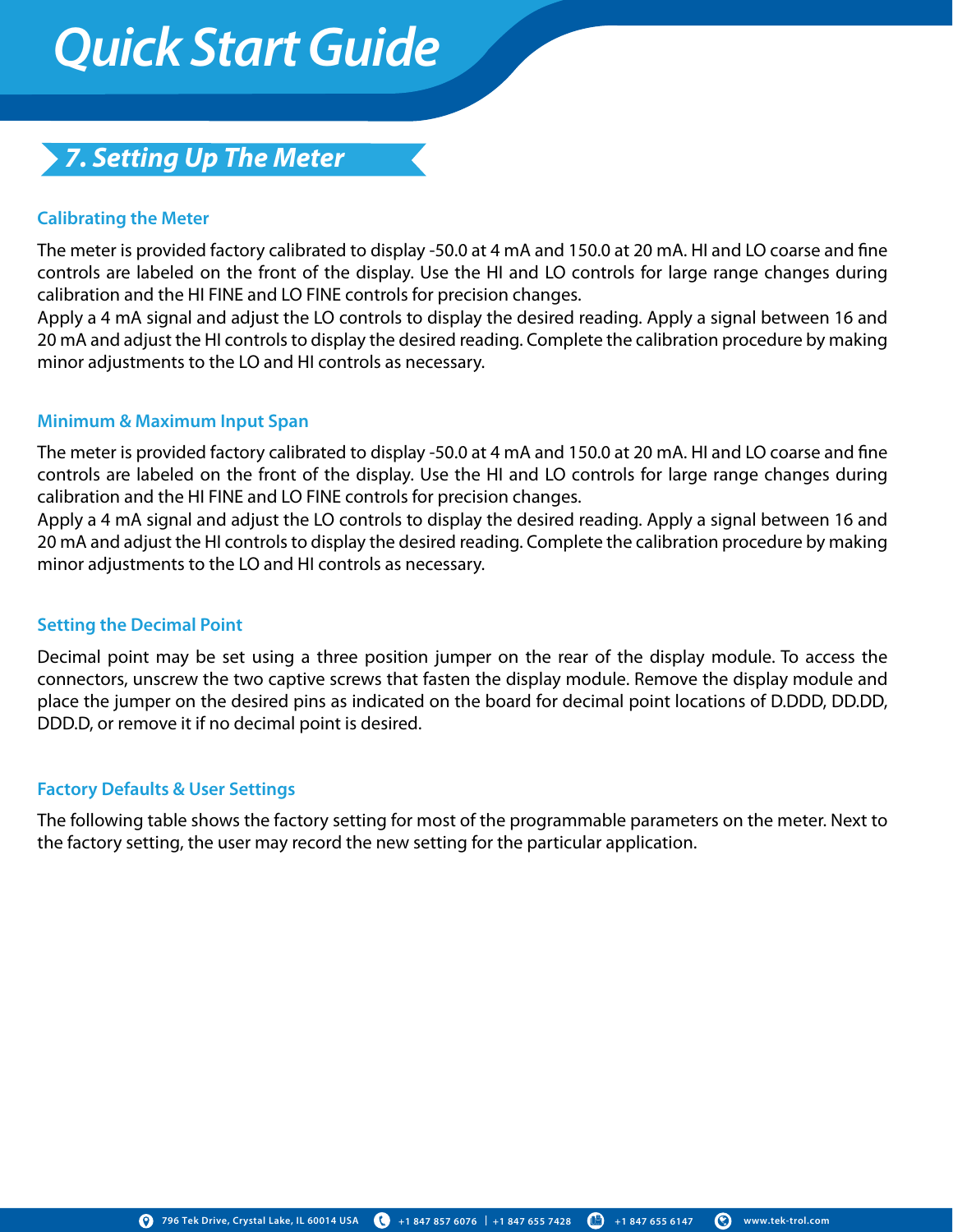# Quick Start Guide

## 7. Setting Up The Meter

### Calibrating the Meter

The meter is provided factory calibrated to display -50.0 at 4 mA and 150.0 at 20 mA. HI and LO coarse and fine controls are labeled on the front of the display. Use the HI and LO controls for large range changes during calibration and the HI FINE and LO FINE controls for precision changes.
Apply a 4 mA signal and adjust the LO controls to display the desired reading. Apply a signal between 16 and 20 mA and adjust the HI controls to display the desired reading. Complete the calibration procedure by making minor adjustments to the LO and HI controls as necessary.

### Minimum & Maximum Input Span

The meter is provided factory calibrated to display -50.0 at 4 mA and 150.0 at 20 mA. HI and LO coarse and fine controls are labeled on the front of the display. Use the HI and LO controls for large range changes during calibration and the HI FINE and LO FINE controls for precision changes.
Apply a 4 mA signal and adjust the LO controls to display the desired reading. Apply a signal between 16 and 20 mA and adjust the HI controls to display the desired reading. Complete the calibration procedure by making minor adjustments to the LO and HI controls as necessary.

### Setting the Decimal Point

Decimal point may be set using a three position jumper on the rear of the display module. To access the connectors, unscrew the two captive screws that fasten the display module. Remove the display module and place the jumper on the desired pins as indicated on the board for decimal point locations of D.DDD, DD.DD, DDD.D, or remove it if no decimal point is desired.

### Factory Defaults & User Settings

The following table shows the factory setting for most of the programmable parameters on the meter. Next to the factory setting, the user may record the new setting for the particular application.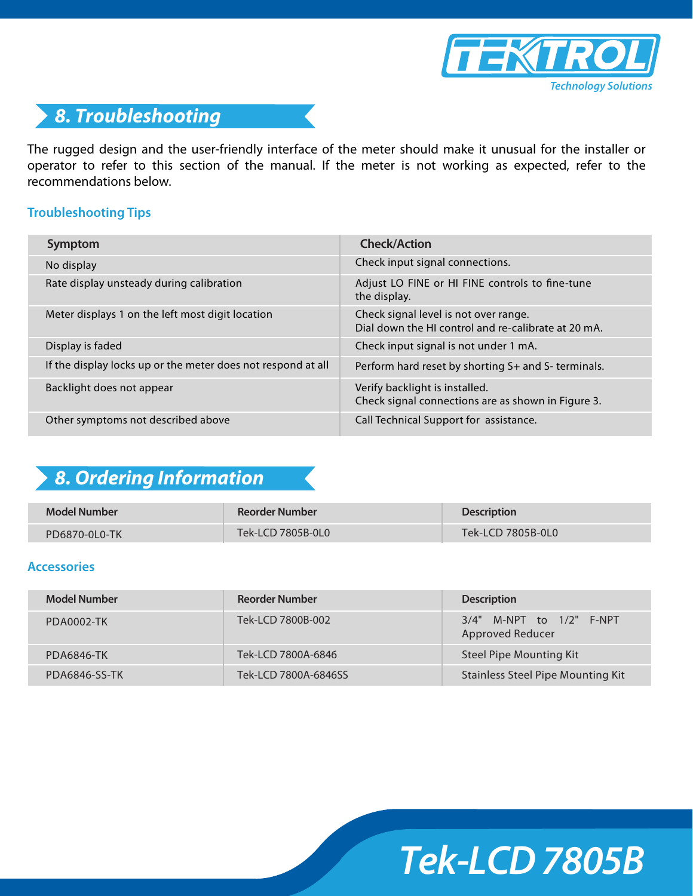## 8. Troubleshooting

The rugged design and the user-friendly interface of the meter should make it unusual for the installer or operator to refer to this section of the manual. If the meter is not working as expected, refer to the recommendations below.

### Troubleshooting Tips

| Symptom | Check/Action |
|---|---|
| No display | Check input signal connections. |
| Rate display unsteady during calibration | Adjust LO FINE or HI FINE controls to fine-tune the display. |
| Meter displays 1 on the left most digit location | Check signal level is not over range.<br>Dial down the HI control and re-calibrate at 20 mA. |
| Display is faded | Check input signal is not under 1 mA. |
| If the display locks up or the meter does not respond at all | Perform hard reset by shorting S+ and S- terminals. |
| Backlight does not appear | Verify backlight is installed.<br>Check signal connections are as shown in Figure 3. |
| Other symptoms not described above | Call Technical Support for assistance. |

## 8. Ordering Information

| Model Number | Reorder Number | Description |
|---|---|---|
| PD6870-0L0-TK | Tek-LCD 7805B-0L0 | Tek-LCD 7805B-0L0 |

### Accessories

| Model Number | Reorder Number | Description |
|---|---|---|
| PDA0002-TK | Tek-LCD 7800B-002 | 3/4" M-NPT to 1/2" F-NPT Approved Reducer |
| PDA6846-TK | Tek-LCD 7800A-6846 | Steel Pipe Mounting Kit |
| PDA6846-SS-TK | Tek-LCD 7800A-6846SS | Stainless Steel Pipe Mounting Kit |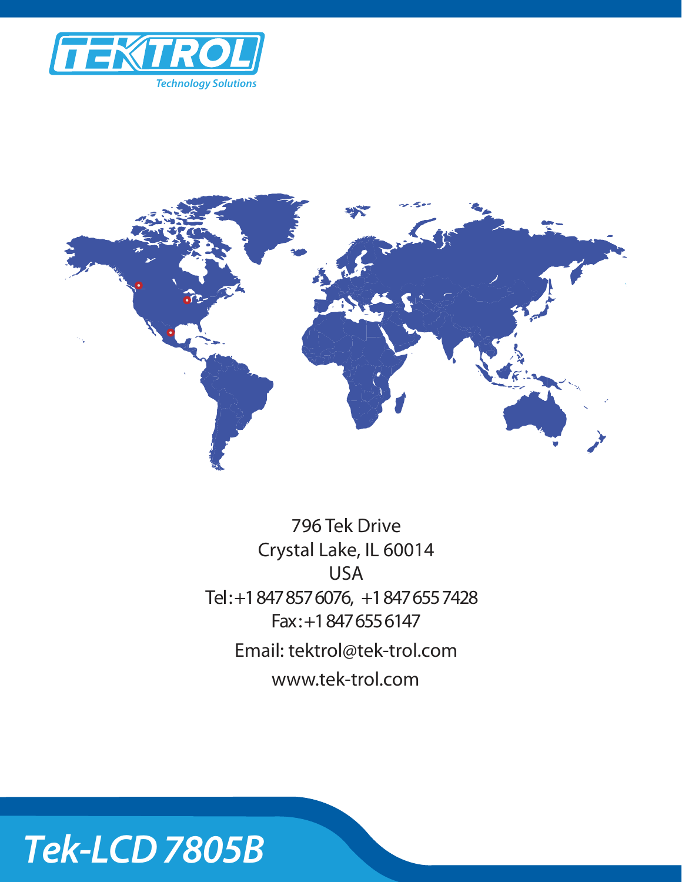TEKTROL

*Technology Solutions*

796 Tek Drive
Crystal Lake, IL 60014
USA
Tel:+1 847 857 6076, +1 847 655 7428
Fax:+1 847 655 6147
Email: tektrol@tek-trol.com
www.tek-trol.com

# *Tek-LCD 7805B*